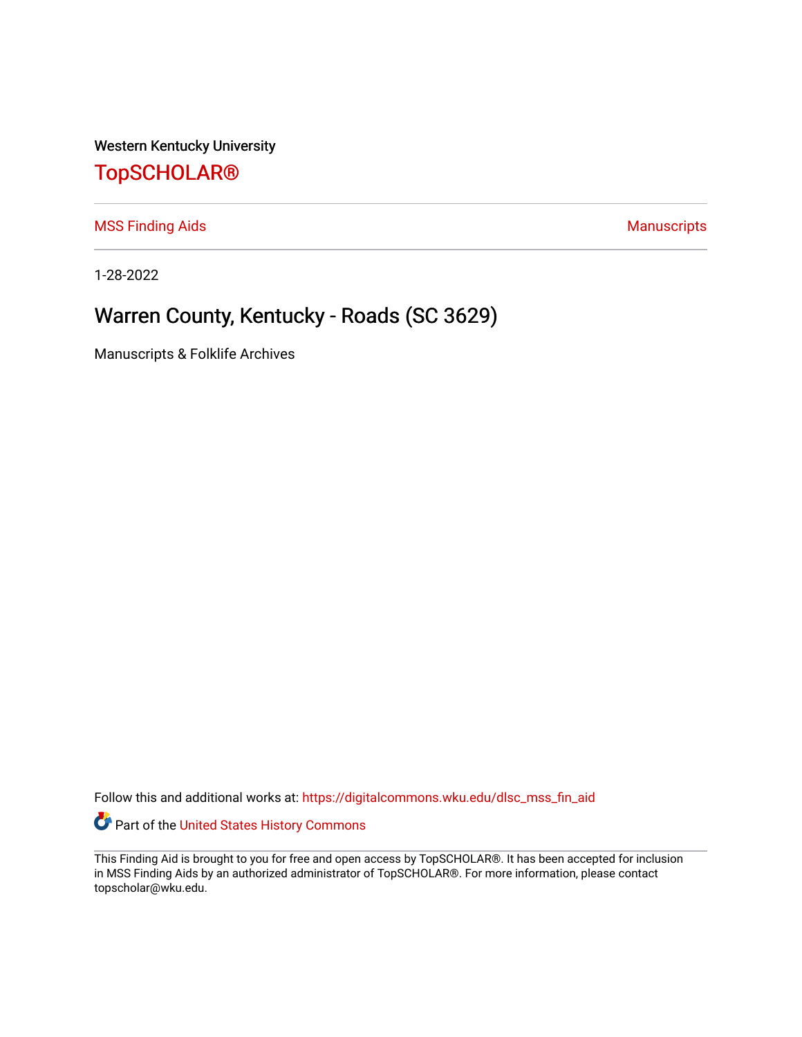Western Kentucky University

# TopSCHOLAR®

MSS Finding Aids

Manuscripts

1-28-2022

## Warren County, Kentucky - Roads (SC 3629)

Manuscripts & Folklife Archives

Follow this and additional works at: https://digitalcommons.wku.edu/dlsc_mss_fin_aid

Part of the United States History Commons

This Finding Aid is brought to you for free and open access by TopSCHOLAR®. It has been accepted for inclusion in MSS Finding Aids by an authorized administrator of TopSCHOLAR®. For more information, please contact topscholar@wku.edu.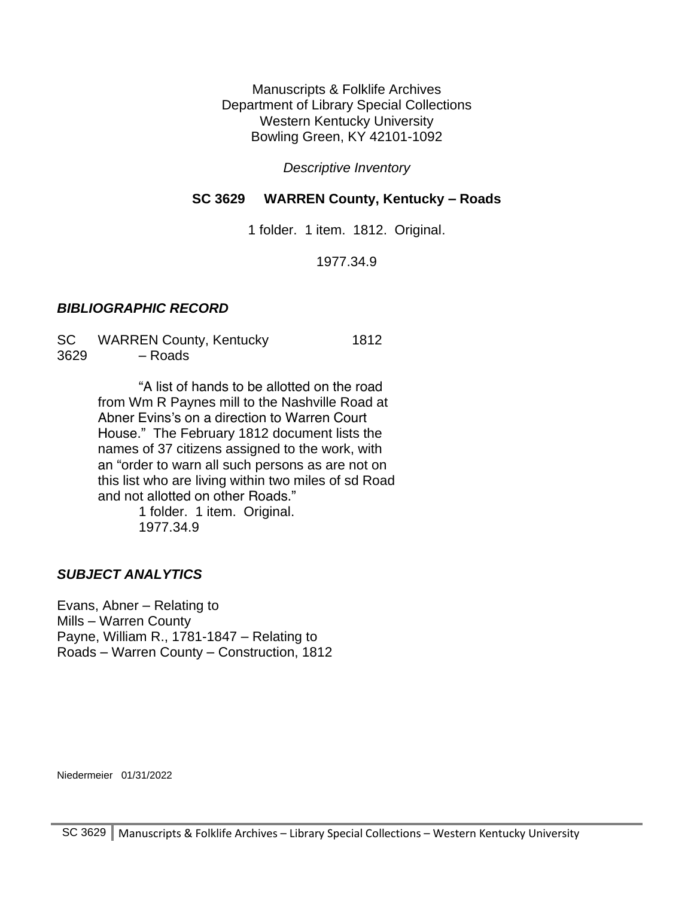Manuscripts & Folklife Archives
Department of Library Special Collections
Western Kentucky University
Bowling Green, KY 42101-1092

*Descriptive Inventory*

## SC 3629 WARREN County, Kentucky – Roads

1 folder. 1 item. 1812. Original.

1977.34.9

### *BIBLIOGRAPHIC RECORD*

SC 3629 WARREN County, Kentucky – Roads 1812

"A list of hands to be allotted on the road from Wm R Paynes mill to the Nashville Road at Abner Evins's on a direction to Warren Court House." The February 1812 document lists the names of 37 citizens assigned to the work, with an "order to warn all such persons as are not on this list who are living within two miles of sd Road and not allotted on other Roads."

1 folder. 1 item. Original.
1977.34.9

### *SUBJECT ANALYTICS*

Evans, Abner – Relating to
Mills – Warren County
Payne, William R., 1781-1847 – Relating to
Roads – Warren County – Construction, 1812

Niedermeier 01/31/2022